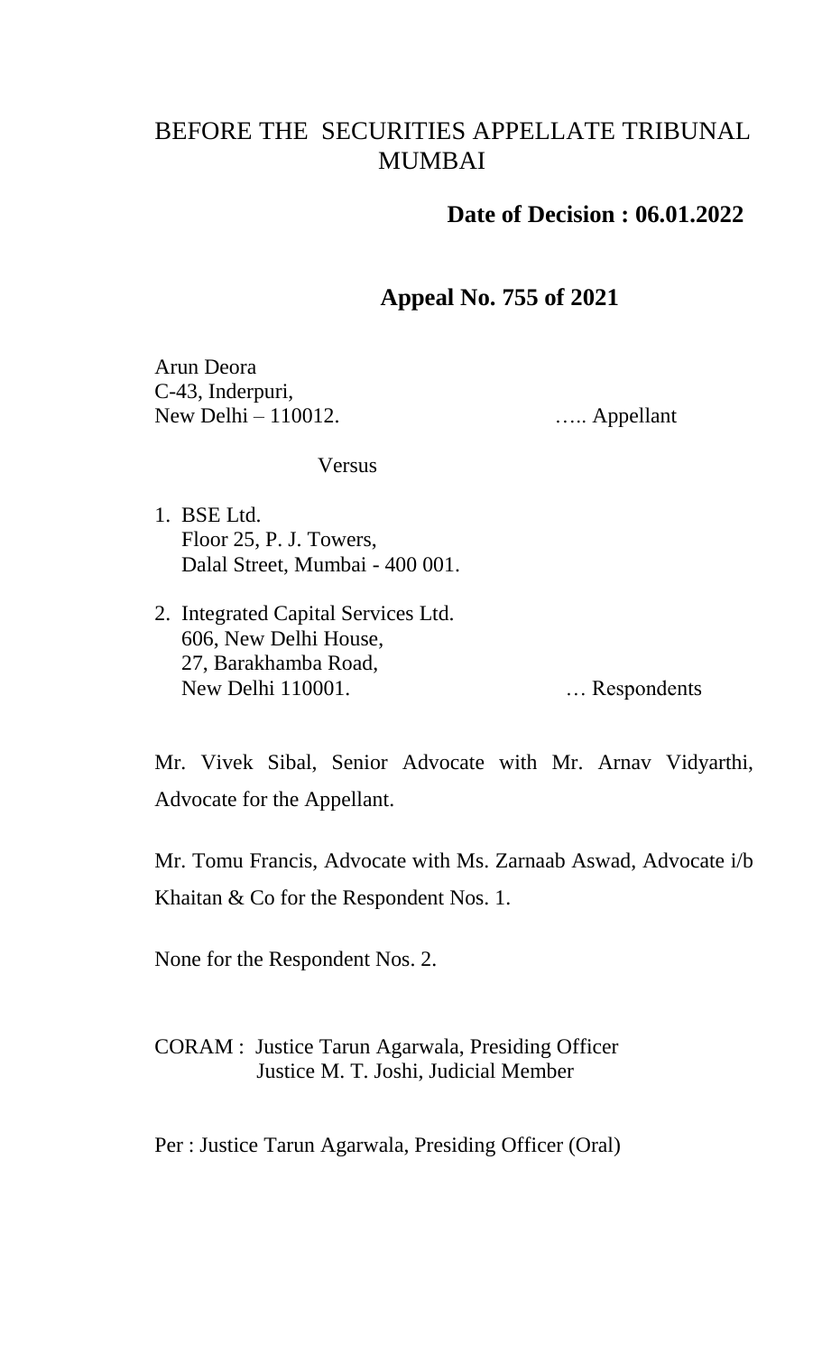# BEFORE THE SECURITIES APPELLATE TRIBUNAL MUMBAI

**Date of Decision : 06.01.2022**

**Appeal No. 755 of 2021**

Arun Deora
C-43, Inderpuri,
New Delhi – 110012. ….. Appellant

Versus

1. BSE Ltd.
   Floor 25, P. J. Towers,
   Dalal Street, Mumbai - 400 001.

2. Integrated Capital Services Ltd.
   606, New Delhi House,
   27, Barakhamba Road,
   New Delhi 110001. … Respondents

Mr. Vivek Sibal, Senior Advocate with Mr. Arnav Vidyarthi, Advocate for the Appellant.

Mr. Tomu Francis, Advocate with Ms. Zarnaab Aswad, Advocate i/b Khaitan & Co for the Respondent Nos. 1.

None for the Respondent Nos. 2.

CORAM : Justice Tarun Agarwala, Presiding Officer
Justice M. T. Joshi, Judicial Member

Per : Justice Tarun Agarwala, Presiding Officer (Oral)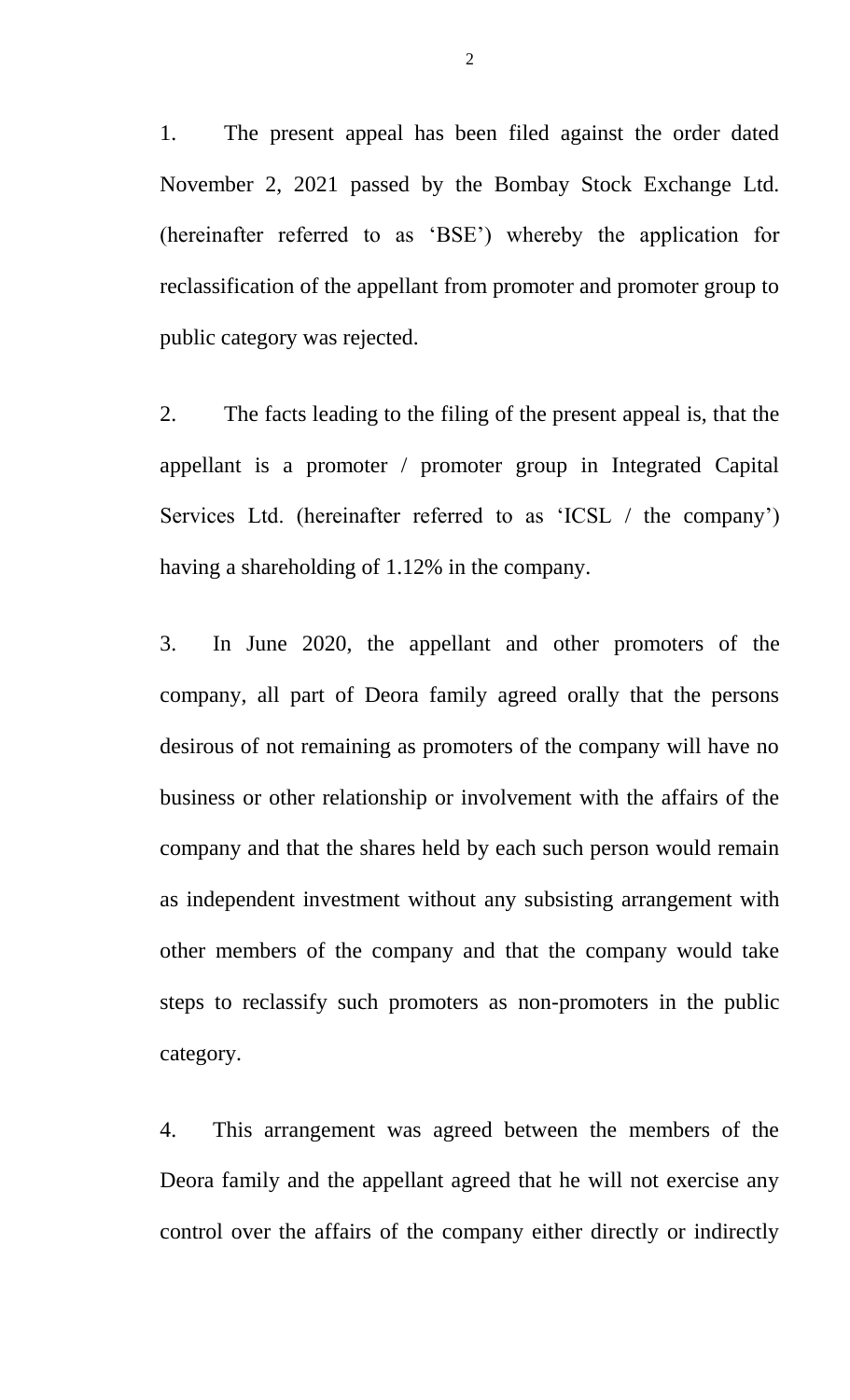1. The present appeal has been filed against the order dated November 2, 2021 passed by the Bombay Stock Exchange Ltd. (hereinafter referred to as 'BSE') whereby the application for reclassification of the appellant from promoter and promoter group to public category was rejected.

2. The facts leading to the filing of the present appeal is, that the appellant is a promoter / promoter group in Integrated Capital Services Ltd. (hereinafter referred to as 'ICSL / the company') having a shareholding of 1.12% in the company.

3. In June 2020, the appellant and other promoters of the company, all part of Deora family agreed orally that the persons desirous of not remaining as promoters of the company will have no business or other relationship or involvement with the affairs of the company and that the shares held by each such person would remain as independent investment without any subsisting arrangement with other members of the company and that the company would take steps to reclassify such promoters as non-promoters in the public category.

4. This arrangement was agreed between the members of the Deora family and the appellant agreed that he will not exercise any control over the affairs of the company either directly or indirectly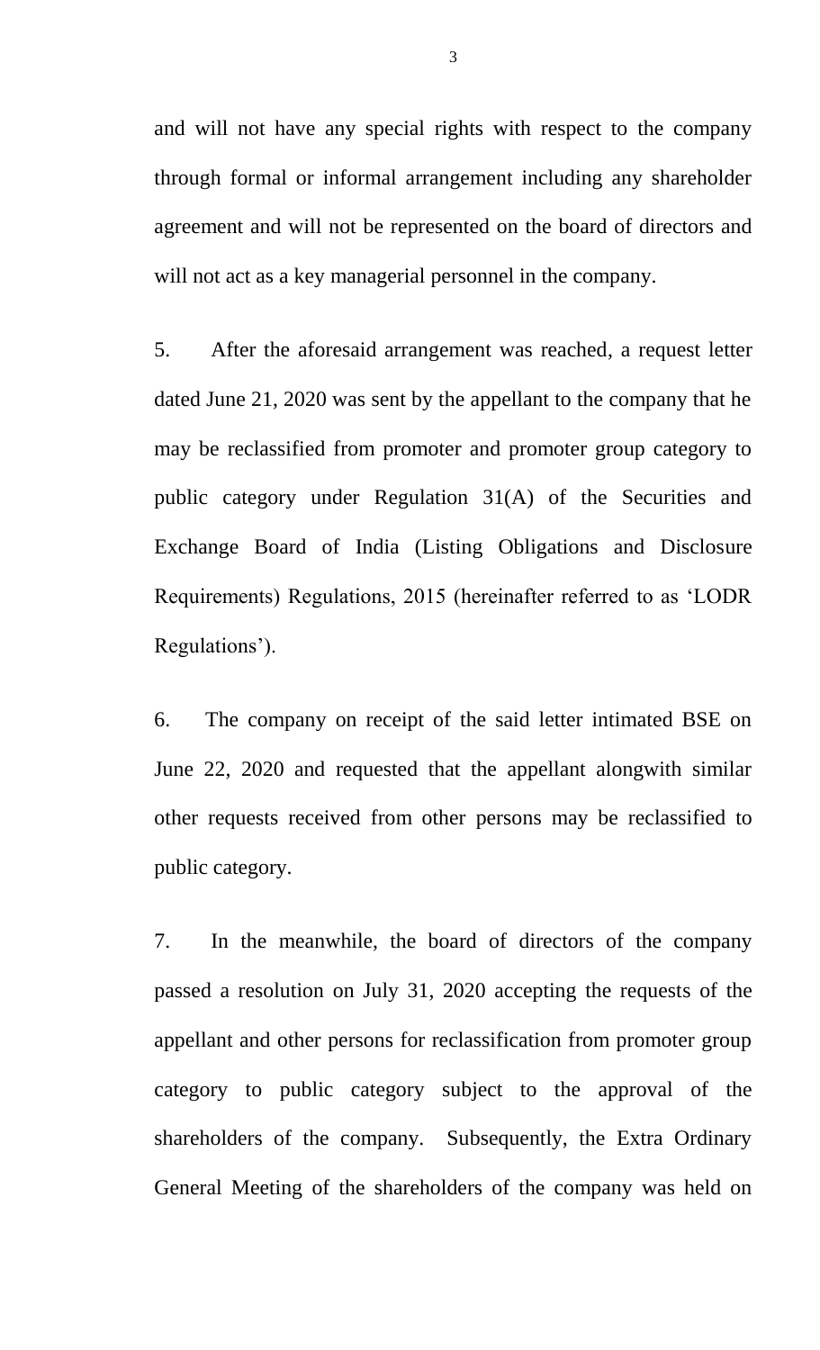and will not have any special rights with respect to the company through formal or informal arrangement including any shareholder agreement and will not be represented on the board of directors and will not act as a key managerial personnel in the company.

5. After the aforesaid arrangement was reached, a request letter dated June 21, 2020 was sent by the appellant to the company that he may be reclassified from promoter and promoter group category to public category under Regulation 31(A) of the Securities and Exchange Board of India (Listing Obligations and Disclosure Requirements) Regulations, 2015 (hereinafter referred to as 'LODR Regulations').

6. The company on receipt of the said letter intimated BSE on June 22, 2020 and requested that the appellant alongwith similar other requests received from other persons may be reclassified to public category.

7. In the meanwhile, the board of directors of the company passed a resolution on July 31, 2020 accepting the requests of the appellant and other persons for reclassification from promoter group category to public category subject to the approval of the shareholders of the company. Subsequently, the Extra Ordinary General Meeting of the shareholders of the company was held on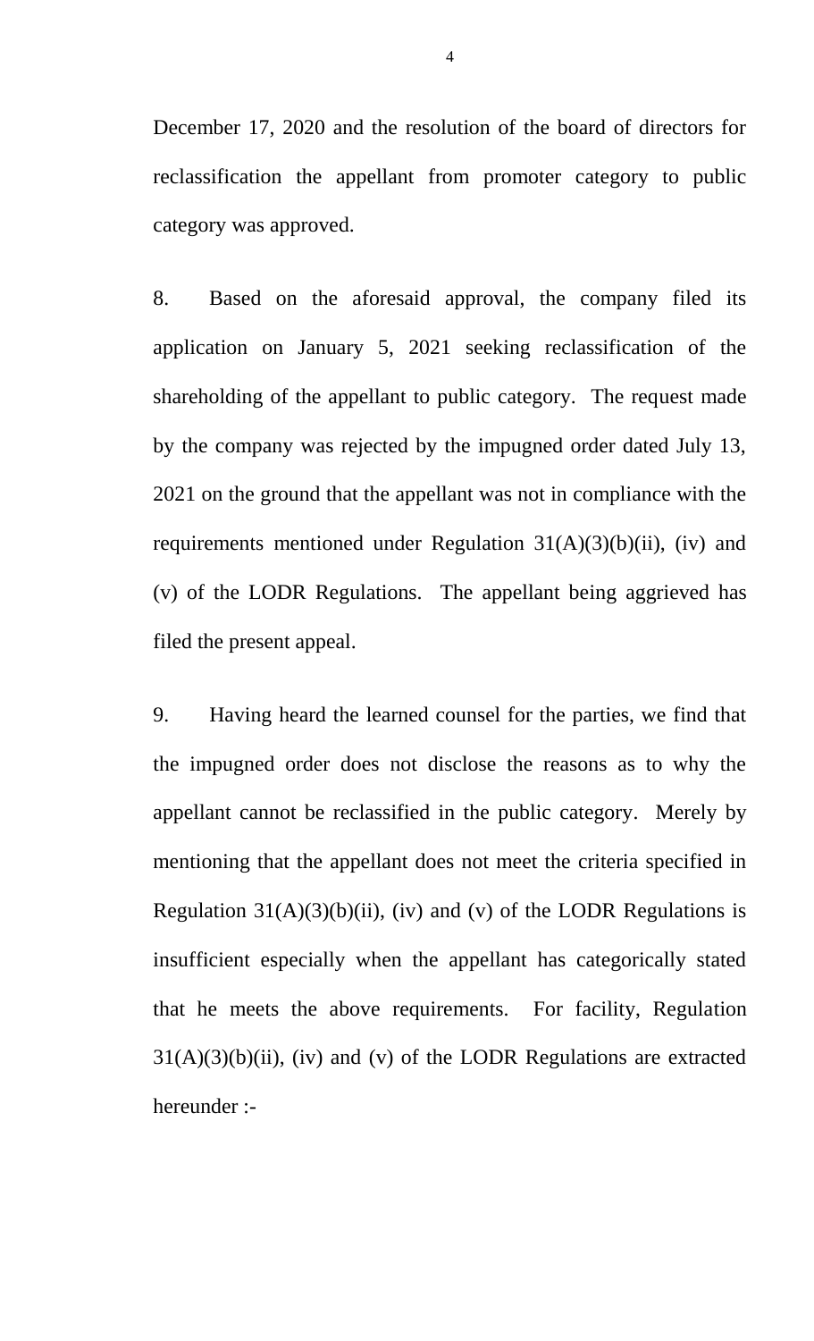December 17, 2020 and the resolution of the board of directors for reclassification the appellant from promoter category to public category was approved.

8. Based on the aforesaid approval, the company filed its application on January 5, 2021 seeking reclassification of the shareholding of the appellant to public category. The request made by the company was rejected by the impugned order dated July 13, 2021 on the ground that the appellant was not in compliance with the requirements mentioned under Regulation 31(A)(3)(b)(ii), (iv) and (v) of the LODR Regulations. The appellant being aggrieved has filed the present appeal.

9. Having heard the learned counsel for the parties, we find that the impugned order does not disclose the reasons as to why the appellant cannot be reclassified in the public category. Merely by mentioning that the appellant does not meet the criteria specified in Regulation 31(A)(3)(b)(ii), (iv) and (v) of the LODR Regulations is insufficient especially when the appellant has categorically stated that he meets the above requirements. For facility, Regulation 31(A)(3)(b)(ii), (iv) and (v) of the LODR Regulations are extracted hereunder :-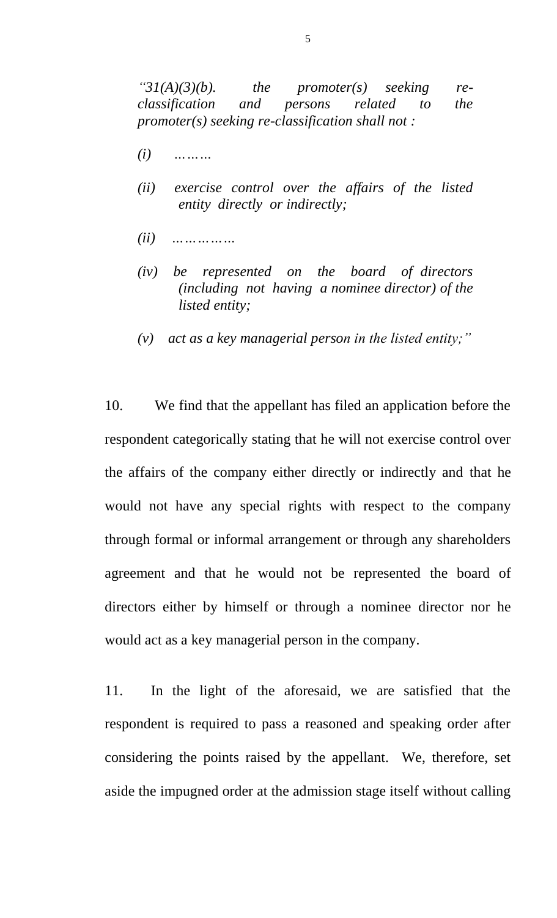*“31(A)(3)(b). the promoter(s) seeking re-classification and persons related to the promoter(s) seeking re-classification shall not :*

*(i) ………*

*(ii) exercise control over the affairs of the listed entity directly or indirectly;*

*(ii) ……………*

*(iv) be represented on the board of directors (including not having a nominee director) of the listed entity;*

*(v) act as a key managerial person in the listed entity;”*

10. We find that the appellant has filed an application before the respondent categorically stating that he will not exercise control over the affairs of the company either directly or indirectly and that he would not have any special rights with respect to the company through formal or informal arrangement or through any shareholders agreement and that he would not be represented the board of directors either by himself or through a nominee director nor he would act as a key managerial person in the company.

11. In the light of the aforesaid, we are satisfied that the respondent is required to pass a reasoned and speaking order after considering the points raised by the appellant. We, therefore, set aside the impugned order at the admission stage itself without calling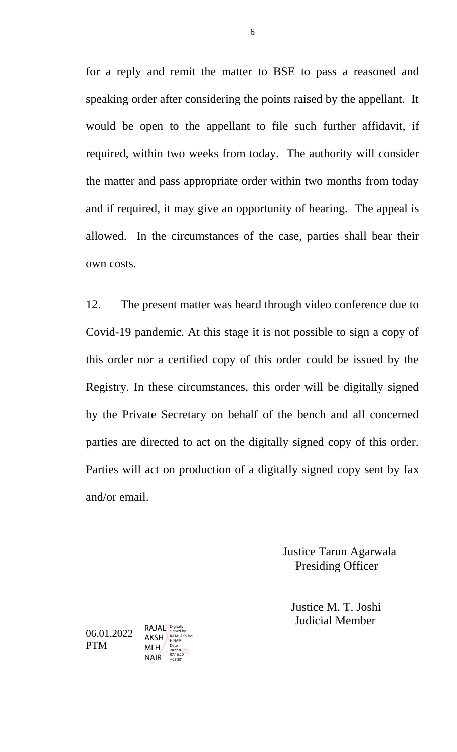for a reply and remit the matter to BSE to pass a reasoned and speaking order after considering the points raised by the appellant. It would be open to the appellant to file such further affidavit, if required, within two weeks from today. The authority will consider the matter and pass appropriate order within two months from today and if required, it may give an opportunity of hearing. The appeal is allowed. In the circumstances of the case, parties shall bear their own costs.

12. The present matter was heard through video conference due to Covid-19 pandemic. At this stage it is not possible to sign a copy of this order nor a certified copy of this order could be issued by the Registry. In these circumstances, this order will be digitally signed by the Private Secretary on behalf of the bench and all concerned parties are directed to act on the digitally signed copy of this order. Parties will act on production of a digitally signed copy sent by fax and/or email.

Justice Tarun Agarwala
Presiding Officer

Justice M. T. Joshi
Judicial Member

06.01.2022
PTM

RAJALAKSHMI H NAIR
Digitally signed by RAJALAKSHMI H NAIR
Date: 2022.01.11 07:16:20 +05'30'